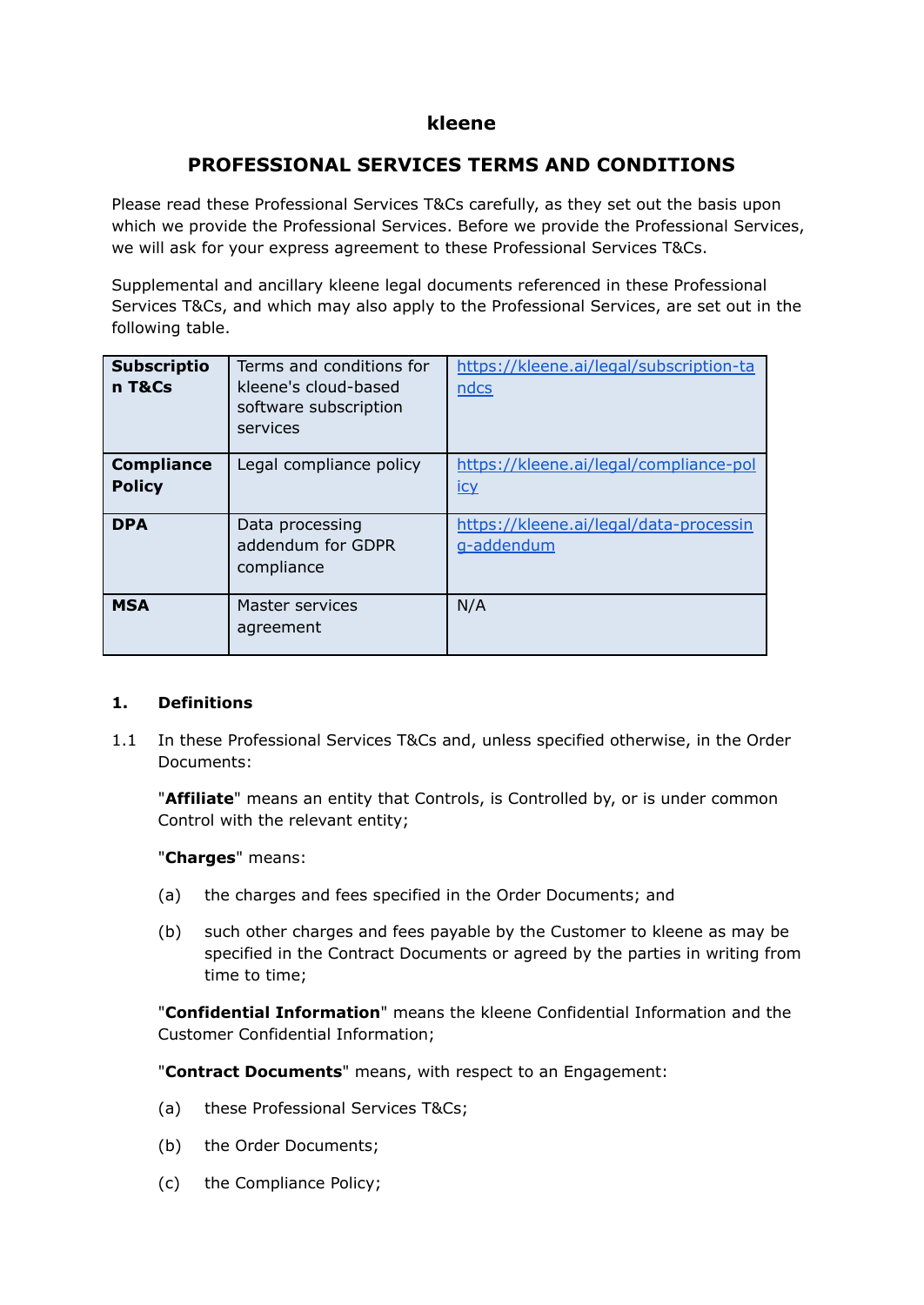# kleene

## PROFESSIONAL SERVICES TERMS AND CONDITIONS

Please read these Professional Services T&Cs carefully, as they set out the basis upon which we provide the Professional Services. Before we provide the Professional Services, we will ask for your express agreement to these Professional Services T&Cs.

Supplemental and ancillary kleene legal documents referenced in these Professional Services T&Cs, and which may also apply to the Professional Services, are set out in the following table.

| | | |
|---|---|---|
| **Subscription T&Cs** | Terms and conditions for kleene's cloud-based software subscription services | https://kleene.ai/legal/subscription-tandcs |
| **Compliance Policy** | Legal compliance policy | https://kleene.ai/legal/compliance-policy |
| **DPA** | Data processing addendum for GDPR compliance | https://kleene.ai/legal/data-processing-addendum |
| **MSA** | Master services agreement | N/A |

### 1. Definitions

1.1 In these Professional Services T&Cs and, unless specified otherwise, in the Order Documents:

"**Affiliate**" means an entity that Controls, is Controlled by, or is under common Control with the relevant entity;

"**Charges**" means:

(a) the charges and fees specified in the Order Documents; and

(b) such other charges and fees payable by the Customer to kleene as may be specified in the Contract Documents or agreed by the parties in writing from time to time;

"**Confidential Information**" means the kleene Confidential Information and the Customer Confidential Information;

"**Contract Documents**" means, with respect to an Engagement:

(a) these Professional Services T&Cs;

(b) the Order Documents;

(c) the Compliance Policy;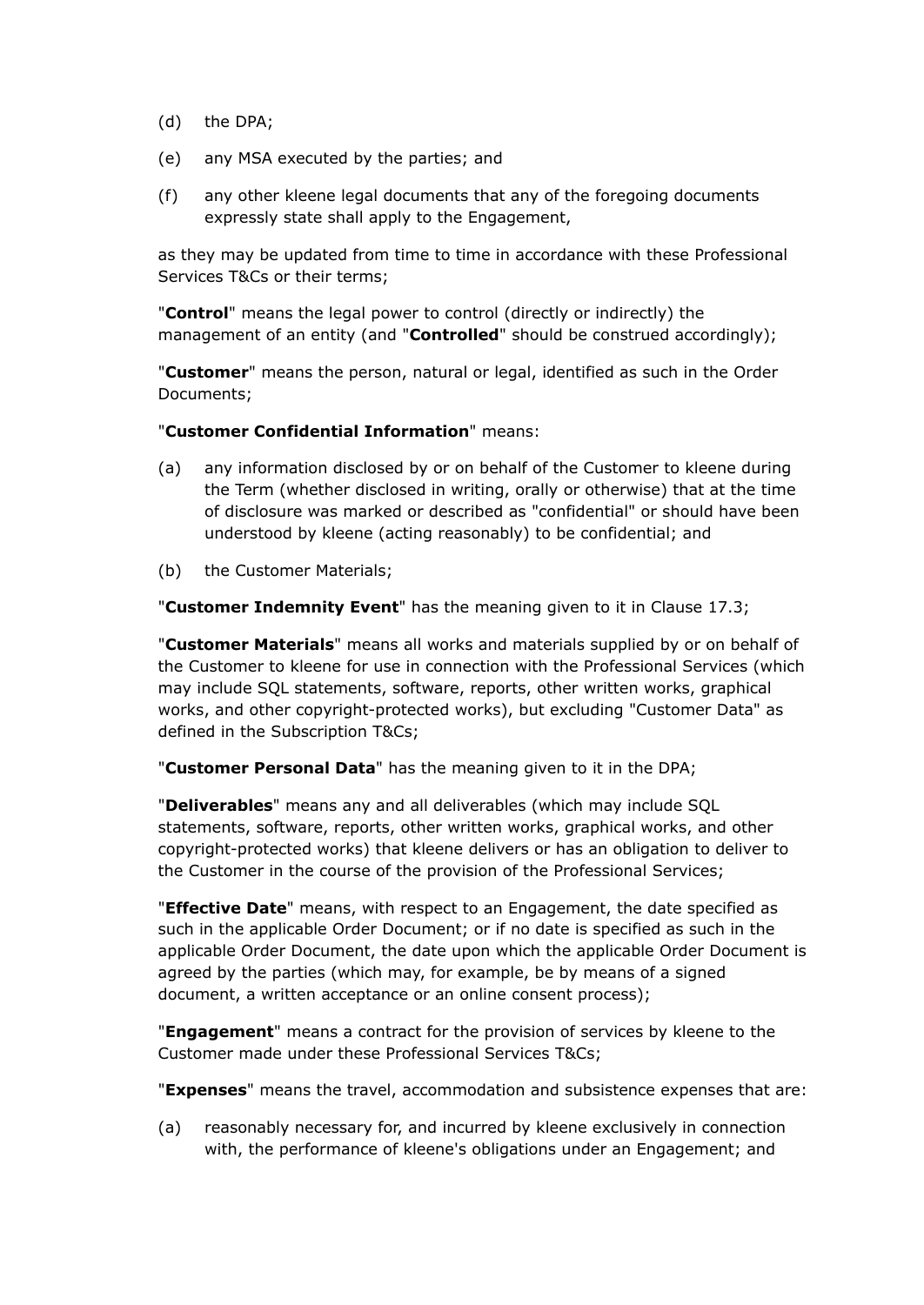(d) the DPA;

(e) any MSA executed by the parties; and

(f) any other kleene legal documents that any of the foregoing documents expressly state shall apply to the Engagement,

as they may be updated from time to time in accordance with these Professional Services T&Cs or their terms;

"**Control**" means the legal power to control (directly or indirectly) the management of an entity (and "**Controlled**" should be construed accordingly);

"**Customer**" means the person, natural or legal, identified as such in the Order Documents;

"**Customer Confidential Information**" means:

(a) any information disclosed by or on behalf of the Customer to kleene during the Term (whether disclosed in writing, orally or otherwise) that at the time of disclosure was marked or described as "confidential" or should have been understood by kleene (acting reasonably) to be confidential; and

(b) the Customer Materials;

"**Customer Indemnity Event**" has the meaning given to it in Clause 17.3;

"**Customer Materials**" means all works and materials supplied by or on behalf of the Customer to kleene for use in connection with the Professional Services (which may include SQL statements, software, reports, other written works, graphical works, and other copyright-protected works), but excluding "Customer Data" as defined in the Subscription T&Cs;

"**Customer Personal Data**" has the meaning given to it in the DPA;

"**Deliverables**" means any and all deliverables (which may include SQL statements, software, reports, other written works, graphical works, and other copyright-protected works) that kleene delivers or has an obligation to deliver to the Customer in the course of the provision of the Professional Services;

"**Effective Date**" means, with respect to an Engagement, the date specified as such in the applicable Order Document; or if no date is specified as such in the applicable Order Document, the date upon which the applicable Order Document is agreed by the parties (which may, for example, be by means of a signed document, a written acceptance or an online consent process);

"**Engagement**" means a contract for the provision of services by kleene to the Customer made under these Professional Services T&Cs;

"**Expenses**" means the travel, accommodation and subsistence expenses that are:

(a) reasonably necessary for, and incurred by kleene exclusively in connection with, the performance of kleene's obligations under an Engagement; and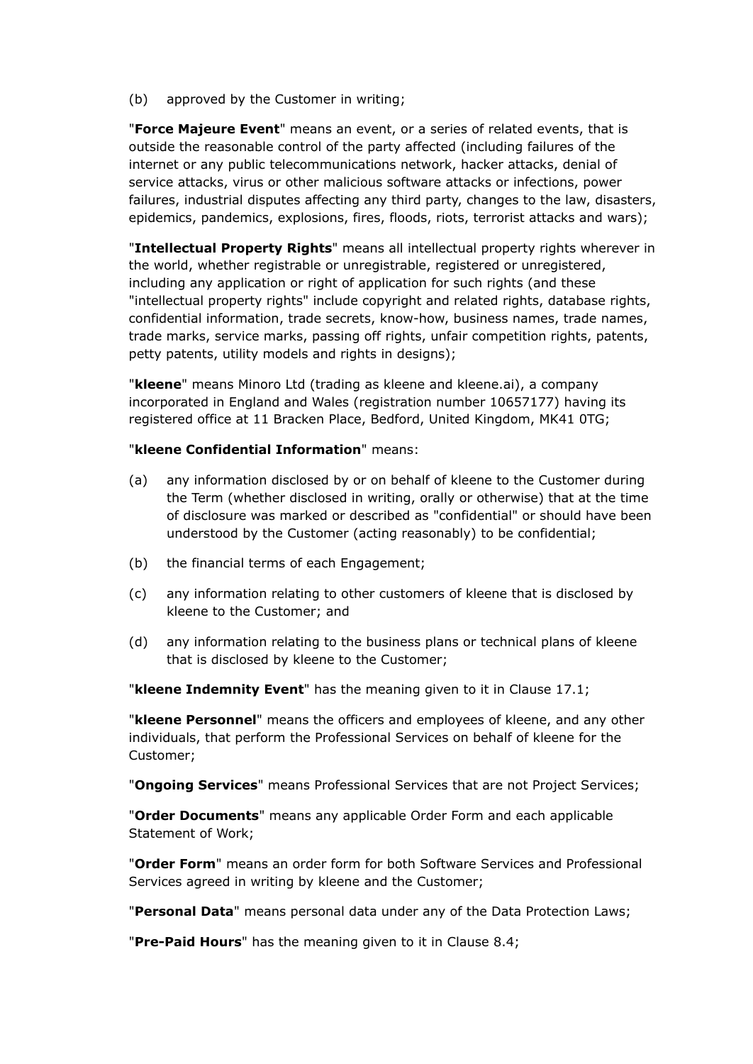(b) approved by the Customer in writing;

"**Force Majeure Event**" means an event, or a series of related events, that is outside the reasonable control of the party affected (including failures of the internet or any public telecommunications network, hacker attacks, denial of service attacks, virus or other malicious software attacks or infections, power failures, industrial disputes affecting any third party, changes to the law, disasters, epidemics, pandemics, explosions, fires, floods, riots, terrorist attacks and wars);

"**Intellectual Property Rights**" means all intellectual property rights wherever in the world, whether registrable or unregistrable, registered or unregistered, including any application or right of application for such rights (and these "intellectual property rights" include copyright and related rights, database rights, confidential information, trade secrets, know-how, business names, trade names, trade marks, service marks, passing off rights, unfair competition rights, patents, petty patents, utility models and rights in designs);

"**kleene**" means Minoro Ltd (trading as kleene and kleene.ai), a company incorporated in England and Wales (registration number 10657177) having its registered office at 11 Bracken Place, Bedford, United Kingdom, MK41 0TG;

"**kleene Confidential Information**" means:

(a) any information disclosed by or on behalf of kleene to the Customer during the Term (whether disclosed in writing, orally or otherwise) that at the time of disclosure was marked or described as "confidential" or should have been understood by the Customer (acting reasonably) to be confidential;

(b) the financial terms of each Engagement;

(c) any information relating to other customers of kleene that is disclosed by kleene to the Customer; and

(d) any information relating to the business plans or technical plans of kleene that is disclosed by kleene to the Customer;

"**kleene Indemnity Event**" has the meaning given to it in Clause 17.1;

"**kleene Personnel**" means the officers and employees of kleene, and any other individuals, that perform the Professional Services on behalf of kleene for the Customer;

"**Ongoing Services**" means Professional Services that are not Project Services;

"**Order Documents**" means any applicable Order Form and each applicable Statement of Work;

"**Order Form**" means an order form for both Software Services and Professional Services agreed in writing by kleene and the Customer;

"**Personal Data**" means personal data under any of the Data Protection Laws;

"**Pre-Paid Hours**" has the meaning given to it in Clause 8.4;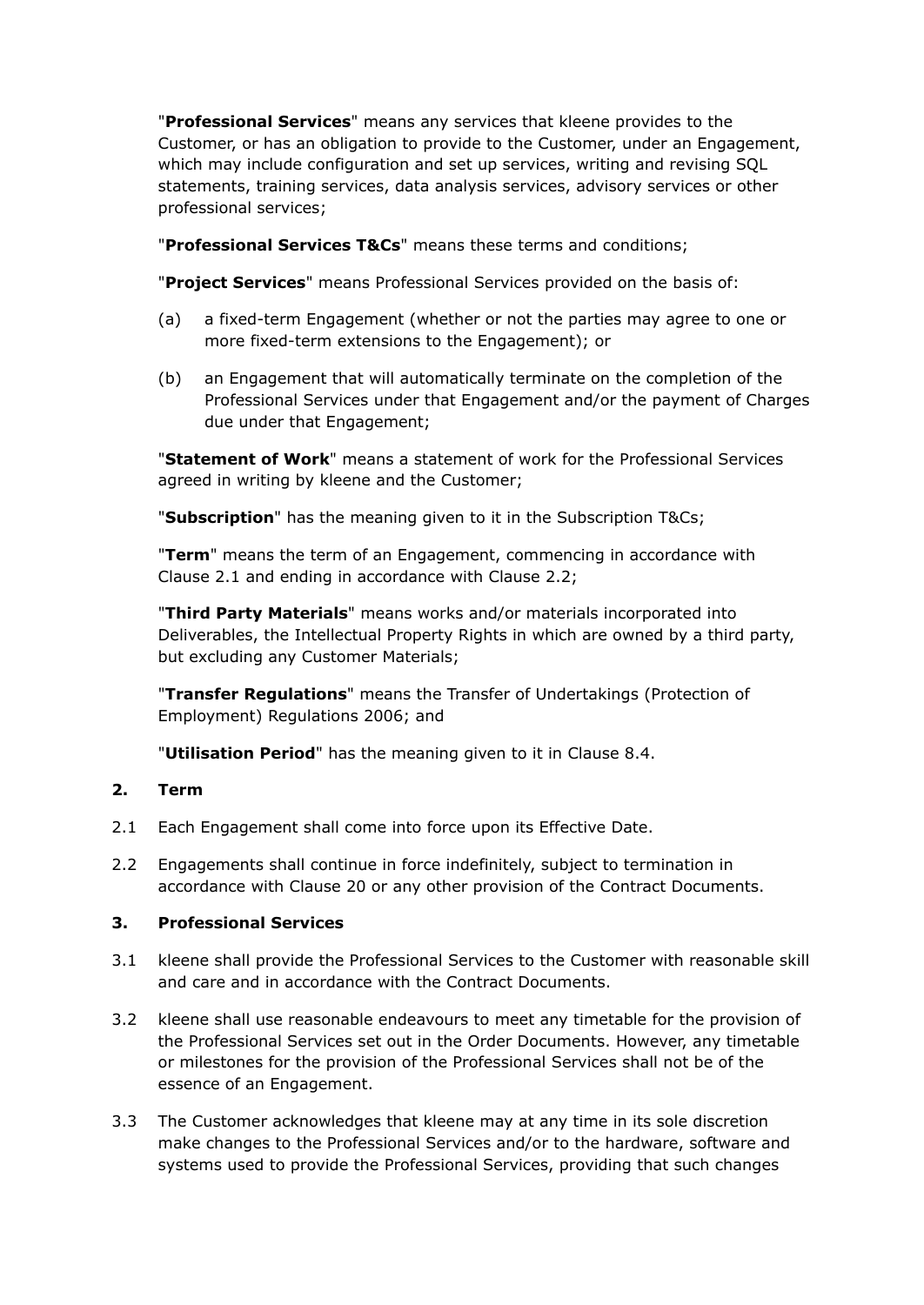"**Professional Services**" means any services that kleene provides to the Customer, or has an obligation to provide to the Customer, under an Engagement, which may include configuration and set up services, writing and revising SQL statements, training services, data analysis services, advisory services or other professional services;

"**Professional Services T&Cs**" means these terms and conditions;

"**Project Services**" means Professional Services provided on the basis of:

(a) a fixed-term Engagement (whether or not the parties may agree to one or more fixed-term extensions to the Engagement); or

(b) an Engagement that will automatically terminate on the completion of the Professional Services under that Engagement and/or the payment of Charges due under that Engagement;

"**Statement of Work**" means a statement of work for the Professional Services agreed in writing by kleene and the Customer;

"**Subscription**" has the meaning given to it in the Subscription T&Cs;

"**Term**" means the term of an Engagement, commencing in accordance with Clause 2.1 and ending in accordance with Clause 2.2;

"**Third Party Materials**" means works and/or materials incorporated into Deliverables, the Intellectual Property Rights in which are owned by a third party, but excluding any Customer Materials;

"**Transfer Regulations**" means the Transfer of Undertakings (Protection of Employment) Regulations 2006; and

"**Utilisation Period**" has the meaning given to it in Clause 8.4.

## 2. Term

2.1 Each Engagement shall come into force upon its Effective Date.

2.2 Engagements shall continue in force indefinitely, subject to termination in accordance with Clause 20 or any other provision of the Contract Documents.

## 3. Professional Services

3.1 kleene shall provide the Professional Services to the Customer with reasonable skill and care and in accordance with the Contract Documents.

3.2 kleene shall use reasonable endeavours to meet any timetable for the provision of the Professional Services set out in the Order Documents. However, any timetable or milestones for the provision of the Professional Services shall not be of the essence of an Engagement.

3.3 The Customer acknowledges that kleene may at any time in its sole discretion make changes to the Professional Services and/or to the hardware, software and systems used to provide the Professional Services, providing that such changes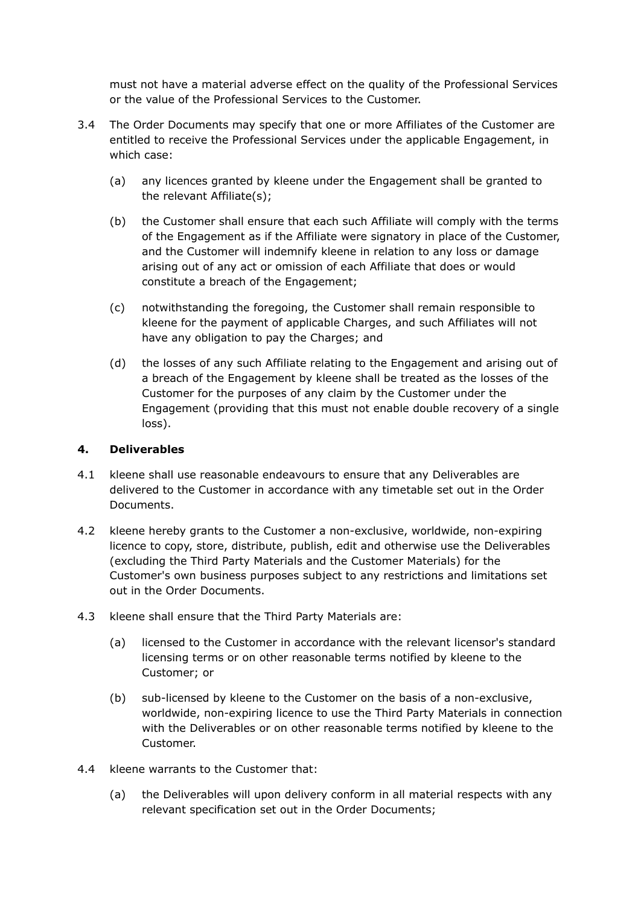must not have a material adverse effect on the quality of the Professional Services or the value of the Professional Services to the Customer.

3.4 The Order Documents may specify that one or more Affiliates of the Customer are entitled to receive the Professional Services under the applicable Engagement, in which case:

(a) any licences granted by kleene under the Engagement shall be granted to the relevant Affiliate(s);

(b) the Customer shall ensure that each such Affiliate will comply with the terms of the Engagement as if the Affiliate were signatory in place of the Customer, and the Customer will indemnify kleene in relation to any loss or damage arising out of any act or omission of each Affiliate that does or would constitute a breach of the Engagement;

(c) notwithstanding the foregoing, the Customer shall remain responsible to kleene for the payment of applicable Charges, and such Affiliates will not have any obligation to pay the Charges; and

(d) the losses of any such Affiliate relating to the Engagement and arising out of a breach of the Engagement by kleene shall be treated as the losses of the Customer for the purposes of any claim by the Customer under the Engagement (providing that this must not enable double recovery of a single loss).

**4. Deliverables**

4.1 kleene shall use reasonable endeavours to ensure that any Deliverables are delivered to the Customer in accordance with any timetable set out in the Order Documents.

4.2 kleene hereby grants to the Customer a non-exclusive, worldwide, non-expiring licence to copy, store, distribute, publish, edit and otherwise use the Deliverables (excluding the Third Party Materials and the Customer Materials) for the Customer's own business purposes subject to any restrictions and limitations set out in the Order Documents.

4.3 kleene shall ensure that the Third Party Materials are:

(a) licensed to the Customer in accordance with the relevant licensor's standard licensing terms or on other reasonable terms notified by kleene to the Customer; or

(b) sub-licensed by kleene to the Customer on the basis of a non-exclusive, worldwide, non-expiring licence to use the Third Party Materials in connection with the Deliverables or on other reasonable terms notified by kleene to the Customer.

4.4 kleene warrants to the Customer that:

(a) the Deliverables will upon delivery conform in all material respects with any relevant specification set out in the Order Documents;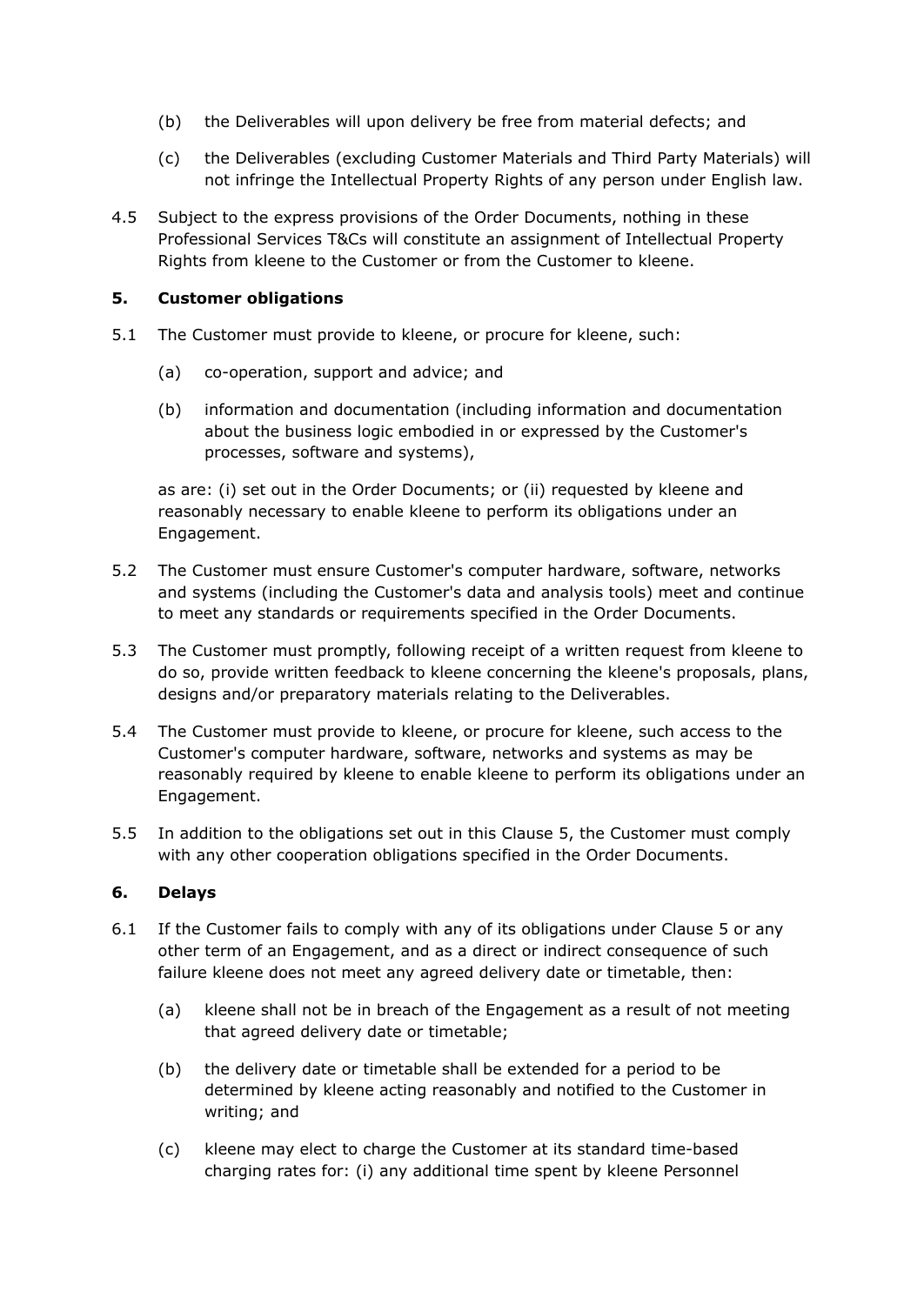(b) the Deliverables will upon delivery be free from material defects; and

(c) the Deliverables (excluding Customer Materials and Third Party Materials) will not infringe the Intellectual Property Rights of any person under English law.

4.5 Subject to the express provisions of the Order Documents, nothing in these Professional Services T&Cs will constitute an assignment of Intellectual Property Rights from kleene to the Customer or from the Customer to kleene.

## 5. Customer obligations

5.1 The Customer must provide to kleene, or procure for kleene, such:

(a) co-operation, support and advice; and

(b) information and documentation (including information and documentation about the business logic embodied in or expressed by the Customer's processes, software and systems),

as are: (i) set out in the Order Documents; or (ii) requested by kleene and reasonably necessary to enable kleene to perform its obligations under an Engagement.

5.2 The Customer must ensure Customer's computer hardware, software, networks and systems (including the Customer's data and analysis tools) meet and continue to meet any standards or requirements specified in the Order Documents.

5.3 The Customer must promptly, following receipt of a written request from kleene to do so, provide written feedback to kleene concerning the kleene's proposals, plans, designs and/or preparatory materials relating to the Deliverables.

5.4 The Customer must provide to kleene, or procure for kleene, such access to the Customer's computer hardware, software, networks and systems as may be reasonably required by kleene to enable kleene to perform its obligations under an Engagement.

5.5 In addition to the obligations set out in this Clause 5, the Customer must comply with any other cooperation obligations specified in the Order Documents.

## 6. Delays

6.1 If the Customer fails to comply with any of its obligations under Clause 5 or any other term of an Engagement, and as a direct or indirect consequence of such failure kleene does not meet any agreed delivery date or timetable, then:

(a) kleene shall not be in breach of the Engagement as a result of not meeting that agreed delivery date or timetable;

(b) the delivery date or timetable shall be extended for a period to be determined by kleene acting reasonably and notified to the Customer in writing; and

(c) kleene may elect to charge the Customer at its standard time-based charging rates for: (i) any additional time spent by kleene Personnel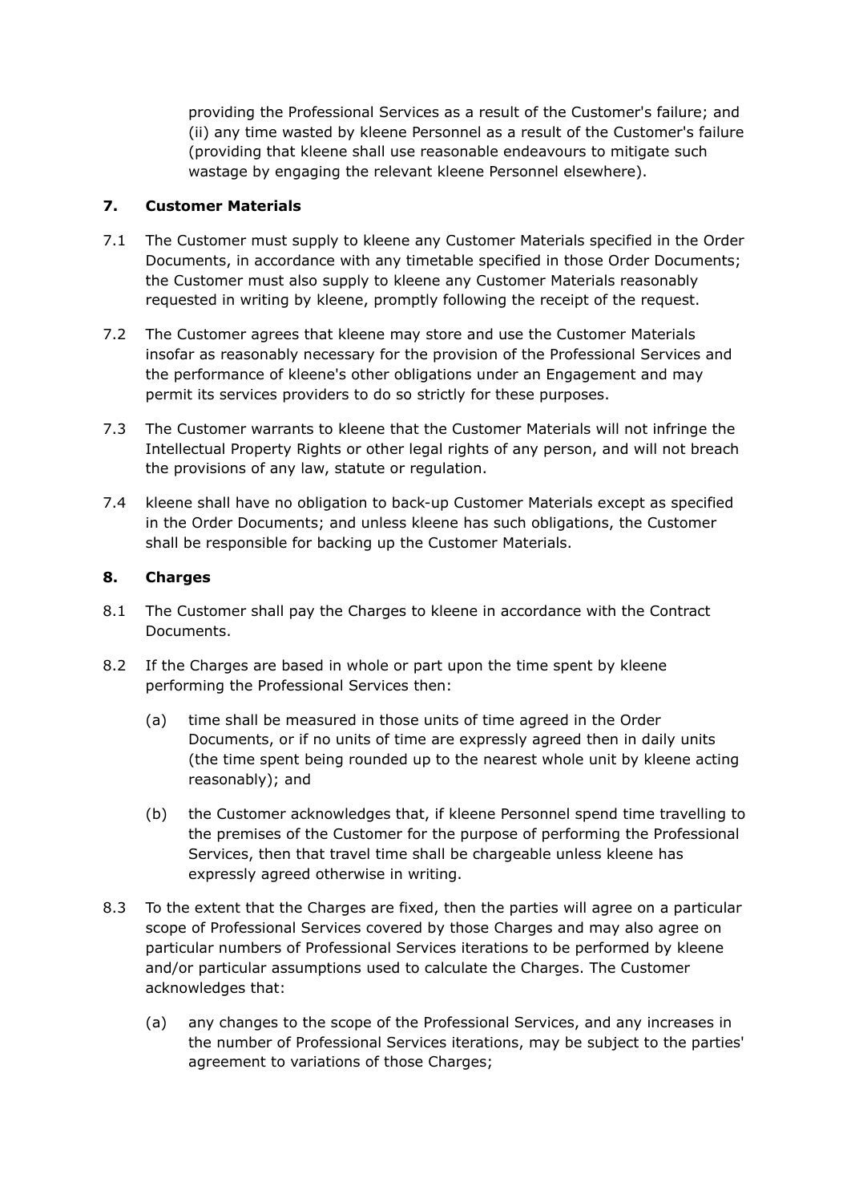providing the Professional Services as a result of the Customer's failure; and (ii) any time wasted by kleene Personnel as a result of the Customer's failure (providing that kleene shall use reasonable endeavours to mitigate such wastage by engaging the relevant kleene Personnel elsewhere).

## 7. Customer Materials

7.1 The Customer must supply to kleene any Customer Materials specified in the Order Documents, in accordance with any timetable specified in those Order Documents; the Customer must also supply to kleene any Customer Materials reasonably requested in writing by kleene, promptly following the receipt of the request.

7.2 The Customer agrees that kleene may store and use the Customer Materials insofar as reasonably necessary for the provision of the Professional Services and the performance of kleene's other obligations under an Engagement and may permit its services providers to do so strictly for these purposes.

7.3 The Customer warrants to kleene that the Customer Materials will not infringe the Intellectual Property Rights or other legal rights of any person, and will not breach the provisions of any law, statute or regulation.

7.4 kleene shall have no obligation to back-up Customer Materials except as specified in the Order Documents; and unless kleene has such obligations, the Customer shall be responsible for backing up the Customer Materials.

## 8. Charges

8.1 The Customer shall pay the Charges to kleene in accordance with the Contract Documents.

8.2 If the Charges are based in whole or part upon the time spent by kleene performing the Professional Services then:

(a) time shall be measured in those units of time agreed in the Order Documents, or if no units of time are expressly agreed then in daily units (the time spent being rounded up to the nearest whole unit by kleene acting reasonably); and

(b) the Customer acknowledges that, if kleene Personnel spend time travelling to the premises of the Customer for the purpose of performing the Professional Services, then that travel time shall be chargeable unless kleene has expressly agreed otherwise in writing.

8.3 To the extent that the Charges are fixed, then the parties will agree on a particular scope of Professional Services covered by those Charges and may also agree on particular numbers of Professional Services iterations to be performed by kleene and/or particular assumptions used to calculate the Charges. The Customer acknowledges that:

(a) any changes to the scope of the Professional Services, and any increases in the number of Professional Services iterations, may be subject to the parties' agreement to variations of those Charges;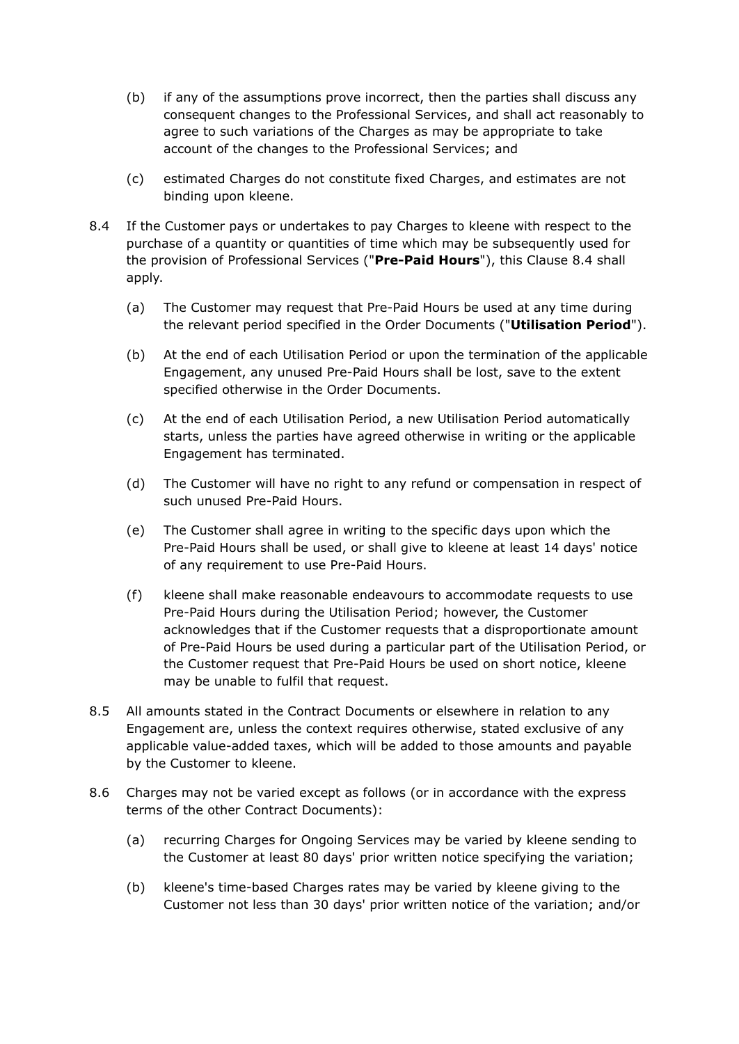(b) if any of the assumptions prove incorrect, then the parties shall discuss any consequent changes to the Professional Services, and shall act reasonably to agree to such variations of the Charges as may be appropriate to take account of the changes to the Professional Services; and

(c) estimated Charges do not constitute fixed Charges, and estimates are not binding upon kleene.

8.4 If the Customer pays or undertakes to pay Charges to kleene with respect to the purchase of a quantity or quantities of time which may be subsequently used for the provision of Professional Services ("**Pre-Paid Hours**"), this Clause 8.4 shall apply.

(a) The Customer may request that Pre-Paid Hours be used at any time during the relevant period specified in the Order Documents ("**Utilisation Period**").

(b) At the end of each Utilisation Period or upon the termination of the applicable Engagement, any unused Pre-Paid Hours shall be lost, save to the extent specified otherwise in the Order Documents.

(c) At the end of each Utilisation Period, a new Utilisation Period automatically starts, unless the parties have agreed otherwise in writing or the applicable Engagement has terminated.

(d) The Customer will have no right to any refund or compensation in respect of such unused Pre-Paid Hours.

(e) The Customer shall agree in writing to the specific days upon which the Pre-Paid Hours shall be used, or shall give to kleene at least 14 days' notice of any requirement to use Pre-Paid Hours.

(f) kleene shall make reasonable endeavours to accommodate requests to use Pre-Paid Hours during the Utilisation Period; however, the Customer acknowledges that if the Customer requests that a disproportionate amount of Pre-Paid Hours be used during a particular part of the Utilisation Period, or the Customer request that Pre-Paid Hours be used on short notice, kleene may be unable to fulfil that request.

8.5 All amounts stated in the Contract Documents or elsewhere in relation to any Engagement are, unless the context requires otherwise, stated exclusive of any applicable value-added taxes, which will be added to those amounts and payable by the Customer to kleene.

8.6 Charges may not be varied except as follows (or in accordance with the express terms of the other Contract Documents):

(a) recurring Charges for Ongoing Services may be varied by kleene sending to the Customer at least 80 days' prior written notice specifying the variation;

(b) kleene's time-based Charges rates may be varied by kleene giving to the Customer not less than 30 days' prior written notice of the variation; and/or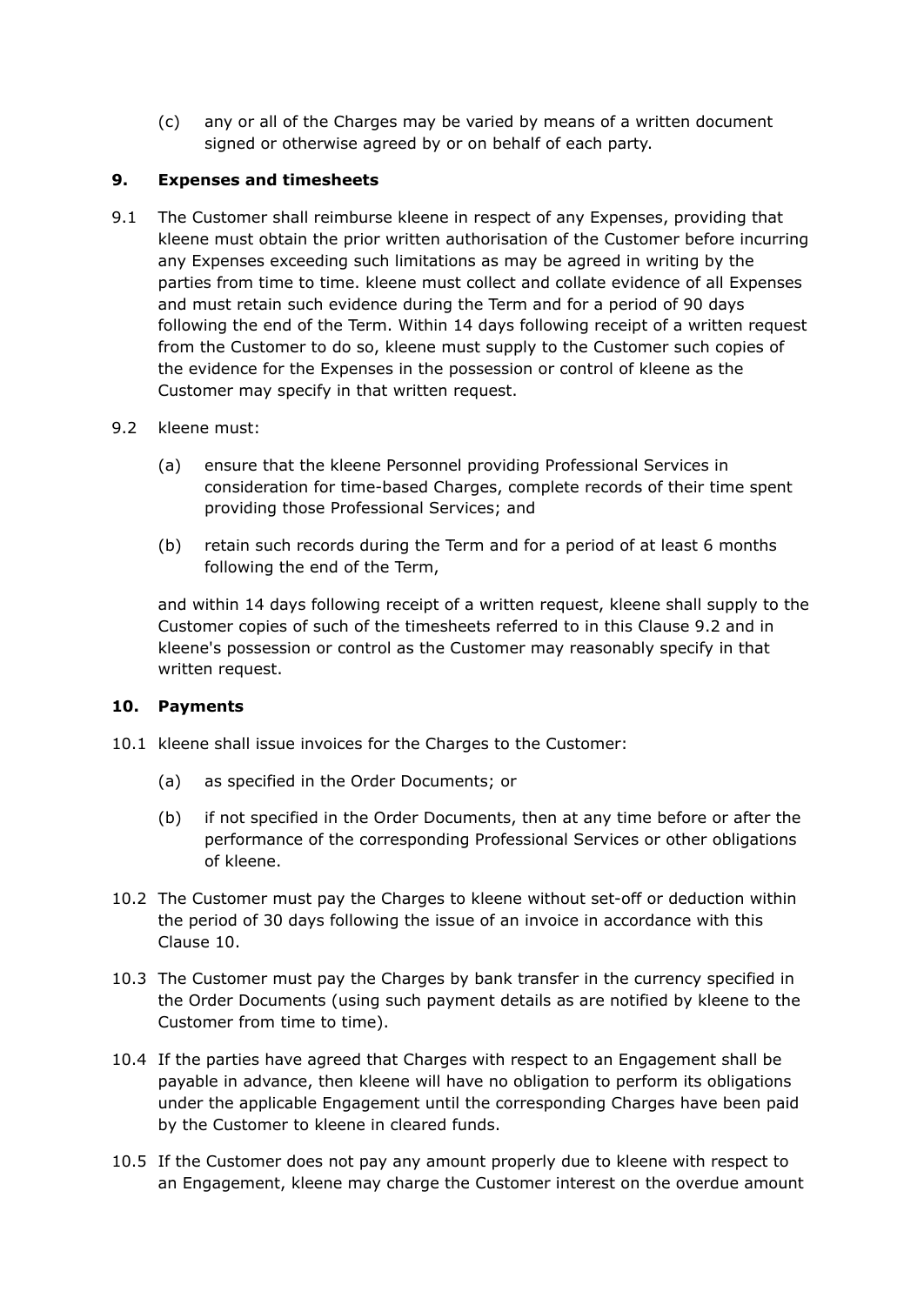(c) any or all of the Charges may be varied by means of a written document signed or otherwise agreed by or on behalf of each party.

## 9. Expenses and timesheets

9.1 The Customer shall reimburse kleene in respect of any Expenses, providing that kleene must obtain the prior written authorisation of the Customer before incurring any Expenses exceeding such limitations as may be agreed in writing by the parties from time to time. kleene must collect and collate evidence of all Expenses and must retain such evidence during the Term and for a period of 90 days following the end of the Term. Within 14 days following receipt of a written request from the Customer to do so, kleene must supply to the Customer such copies of the evidence for the Expenses in the possession or control of kleene as the Customer may specify in that written request.

9.2 kleene must:

(a) ensure that the kleene Personnel providing Professional Services in consideration for time-based Charges, complete records of their time spent providing those Professional Services; and

(b) retain such records during the Term and for a period of at least 6 months following the end of the Term,

and within 14 days following receipt of a written request, kleene shall supply to the Customer copies of such of the timesheets referred to in this Clause 9.2 and in kleene's possession or control as the Customer may reasonably specify in that written request.

## 10. Payments

10.1 kleene shall issue invoices for the Charges to the Customer:

(a) as specified in the Order Documents; or

(b) if not specified in the Order Documents, then at any time before or after the performance of the corresponding Professional Services or other obligations of kleene.

10.2 The Customer must pay the Charges to kleene without set-off or deduction within the period of 30 days following the issue of an invoice in accordance with this Clause 10.

10.3 The Customer must pay the Charges by bank transfer in the currency specified in the Order Documents (using such payment details as are notified by kleene to the Customer from time to time).

10.4 If the parties have agreed that Charges with respect to an Engagement shall be payable in advance, then kleene will have no obligation to perform its obligations under the applicable Engagement until the corresponding Charges have been paid by the Customer to kleene in cleared funds.

10.5 If the Customer does not pay any amount properly due to kleene with respect to an Engagement, kleene may charge the Customer interest on the overdue amount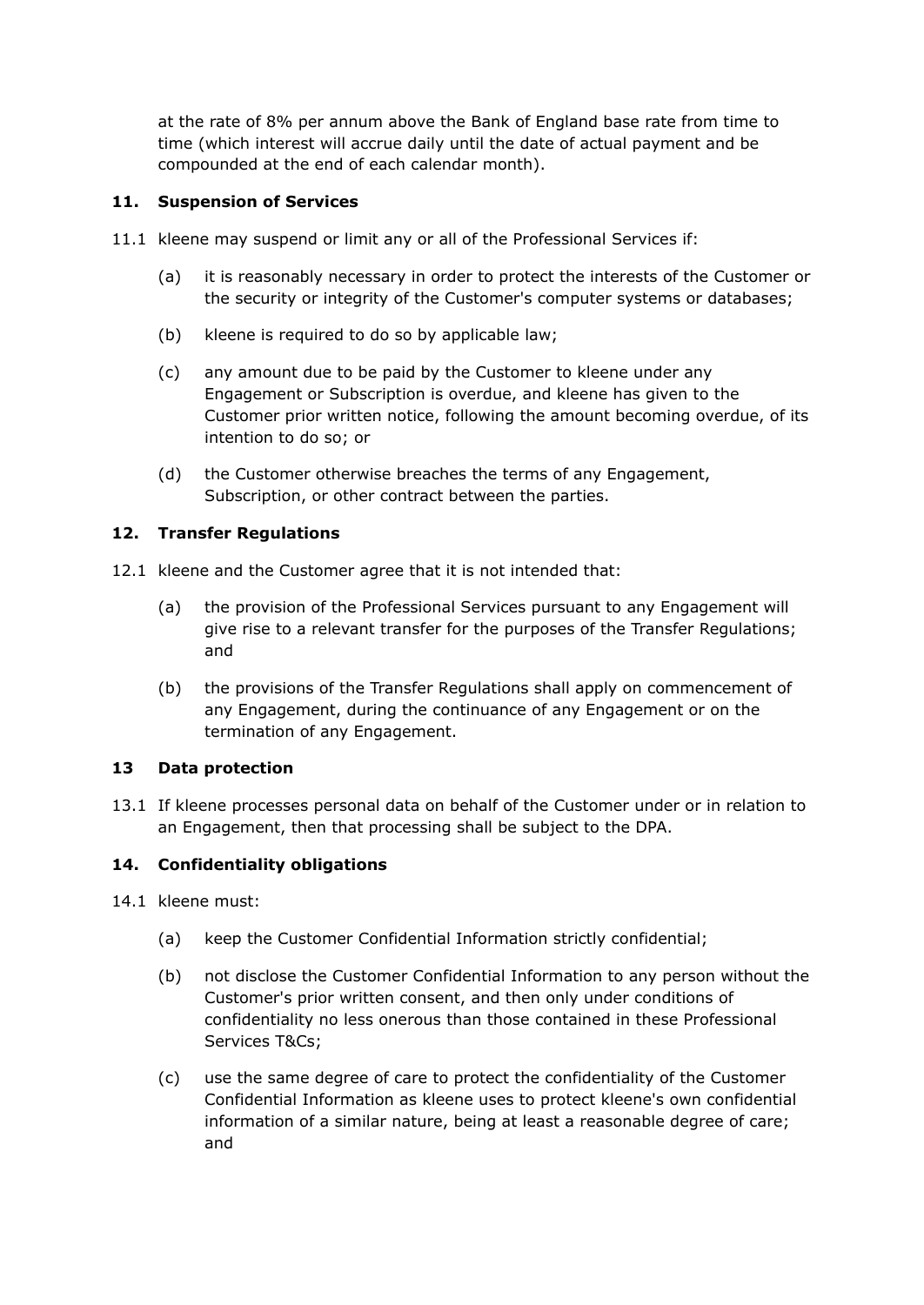at the rate of 8% per annum above the Bank of England base rate from time to time (which interest will accrue daily until the date of actual payment and be compounded at the end of each calendar month).

## 11. Suspension of Services

11.1 kleene may suspend or limit any or all of the Professional Services if:

(a) it is reasonably necessary in order to protect the interests of the Customer or the security or integrity of the Customer's computer systems or databases;

(b) kleene is required to do so by applicable law;

(c) any amount due to be paid by the Customer to kleene under any Engagement or Subscription is overdue, and kleene has given to the Customer prior written notice, following the amount becoming overdue, of its intention to do so; or

(d) the Customer otherwise breaches the terms of any Engagement, Subscription, or other contract between the parties.

## 12. Transfer Regulations

12.1 kleene and the Customer agree that it is not intended that:

(a) the provision of the Professional Services pursuant to any Engagement will give rise to a relevant transfer for the purposes of the Transfer Regulations; and

(b) the provisions of the Transfer Regulations shall apply on commencement of any Engagement, during the continuance of any Engagement or on the termination of any Engagement.

## 13 Data protection

13.1 If kleene processes personal data on behalf of the Customer under or in relation to an Engagement, then that processing shall be subject to the DPA.

## 14. Confidentiality obligations

14.1 kleene must:

(a) keep the Customer Confidential Information strictly confidential;

(b) not disclose the Customer Confidential Information to any person without the Customer's prior written consent, and then only under conditions of confidentiality no less onerous than those contained in these Professional Services T&Cs;

(c) use the same degree of care to protect the confidentiality of the Customer Confidential Information as kleene uses to protect kleene's own confidential information of a similar nature, being at least a reasonable degree of care; and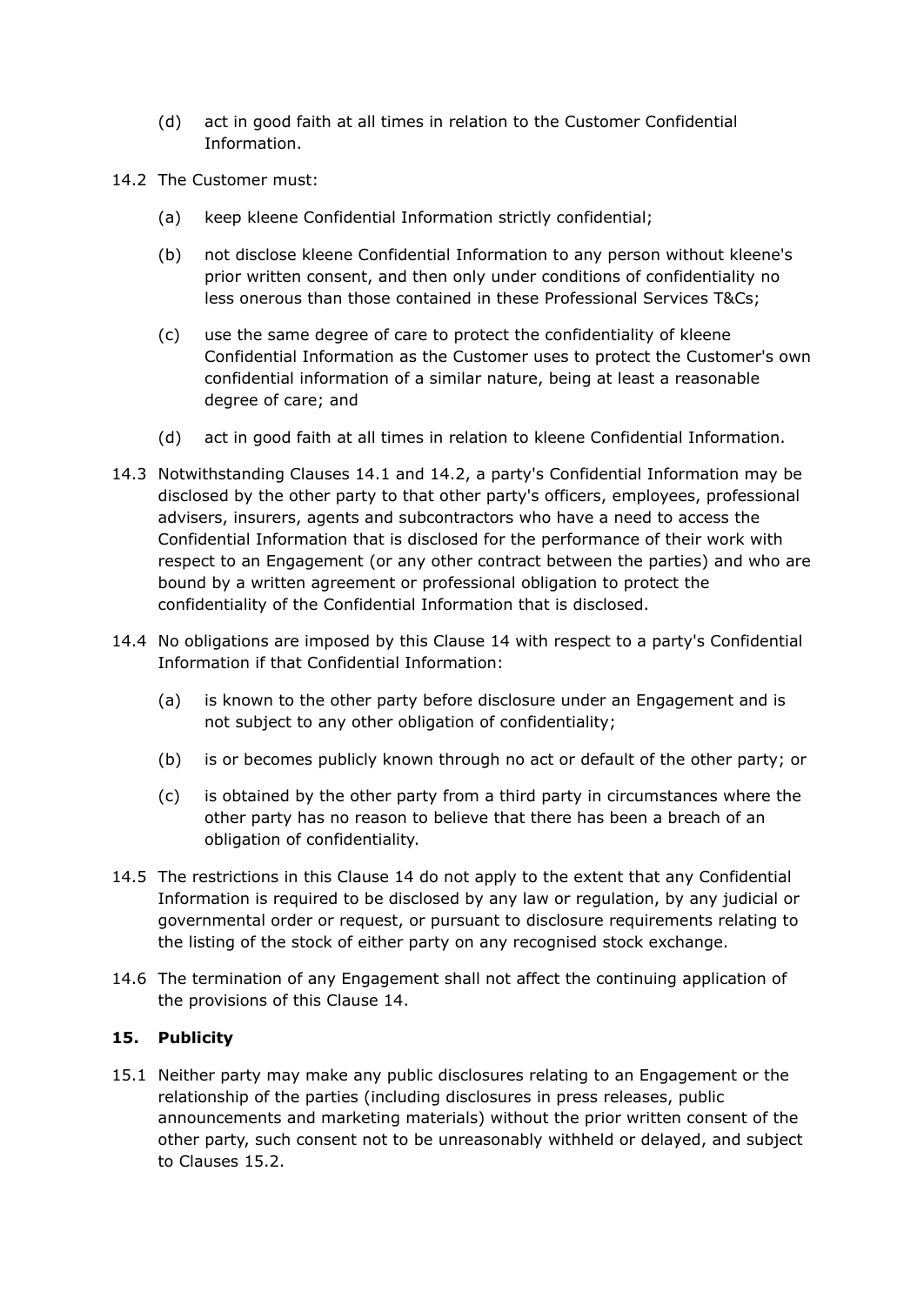(d) act in good faith at all times in relation to the Customer Confidential Information.

14.2 The Customer must:

(a) keep kleene Confidential Information strictly confidential;

(b) not disclose kleene Confidential Information to any person without kleene's prior written consent, and then only under conditions of confidentiality no less onerous than those contained in these Professional Services T&Cs;

(c) use the same degree of care to protect the confidentiality of kleene Confidential Information as the Customer uses to protect the Customer's own confidential information of a similar nature, being at least a reasonable degree of care; and

(d) act in good faith at all times in relation to kleene Confidential Information.

14.3 Notwithstanding Clauses 14.1 and 14.2, a party's Confidential Information may be disclosed by the other party to that other party's officers, employees, professional advisers, insurers, agents and subcontractors who have a need to access the Confidential Information that is disclosed for the performance of their work with respect to an Engagement (or any other contract between the parties) and who are bound by a written agreement or professional obligation to protect the confidentiality of the Confidential Information that is disclosed.

14.4 No obligations are imposed by this Clause 14 with respect to a party's Confidential Information if that Confidential Information:

(a) is known to the other party before disclosure under an Engagement and is not subject to any other obligation of confidentiality;

(b) is or becomes publicly known through no act or default of the other party; or

(c) is obtained by the other party from a third party in circumstances where the other party has no reason to believe that there has been a breach of an obligation of confidentiality.

14.5 The restrictions in this Clause 14 do not apply to the extent that any Confidential Information is required to be disclosed by any law or regulation, by any judicial or governmental order or request, or pursuant to disclosure requirements relating to the listing of the stock of either party on any recognised stock exchange.

14.6 The termination of any Engagement shall not affect the continuing application of the provisions of this Clause 14.

## 15. Publicity

15.1 Neither party may make any public disclosures relating to an Engagement or the relationship of the parties (including disclosures in press releases, public announcements and marketing materials) without the prior written consent of the other party, such consent not to be unreasonably withheld or delayed, and subject to Clauses 15.2.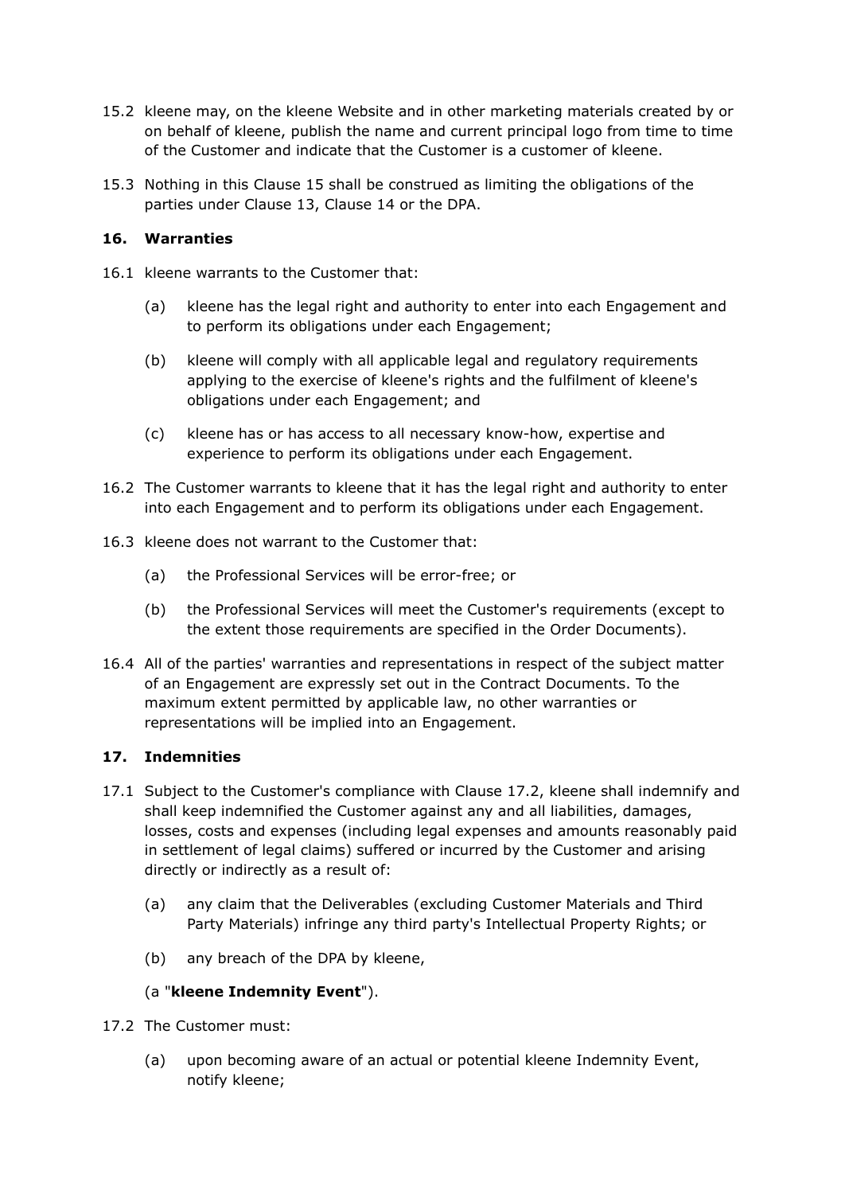15.2 kleene may, on the kleene Website and in other marketing materials created by or on behalf of kleene, publish the name and current principal logo from time to time of the Customer and indicate that the Customer is a customer of kleene.

15.3 Nothing in this Clause 15 shall be construed as limiting the obligations of the parties under Clause 13, Clause 14 or the DPA.

## 16. Warranties

16.1 kleene warrants to the Customer that:

(a) kleene has the legal right and authority to enter into each Engagement and to perform its obligations under each Engagement;

(b) kleene will comply with all applicable legal and regulatory requirements applying to the exercise of kleene's rights and the fulfilment of kleene's obligations under each Engagement; and

(c) kleene has or has access to all necessary know-how, expertise and experience to perform its obligations under each Engagement.

16.2 The Customer warrants to kleene that it has the legal right and authority to enter into each Engagement and to perform its obligations under each Engagement.

16.3 kleene does not warrant to the Customer that:

(a) the Professional Services will be error-free; or

(b) the Professional Services will meet the Customer's requirements (except to the extent those requirements are specified in the Order Documents).

16.4 All of the parties' warranties and representations in respect of the subject matter of an Engagement are expressly set out in the Contract Documents. To the maximum extent permitted by applicable law, no other warranties or representations will be implied into an Engagement.

## 17. Indemnities

17.1 Subject to the Customer's compliance with Clause 17.2, kleene shall indemnify and shall keep indemnified the Customer against any and all liabilities, damages, losses, costs and expenses (including legal expenses and amounts reasonably paid in settlement of legal claims) suffered or incurred by the Customer and arising directly or indirectly as a result of:

(a) any claim that the Deliverables (excluding Customer Materials and Third Party Materials) infringe any third party's Intellectual Property Rights; or

(b) any breach of the DPA by kleene,

(a "**kleene Indemnity Event**").

17.2 The Customer must:

(a) upon becoming aware of an actual or potential kleene Indemnity Event, notify kleene;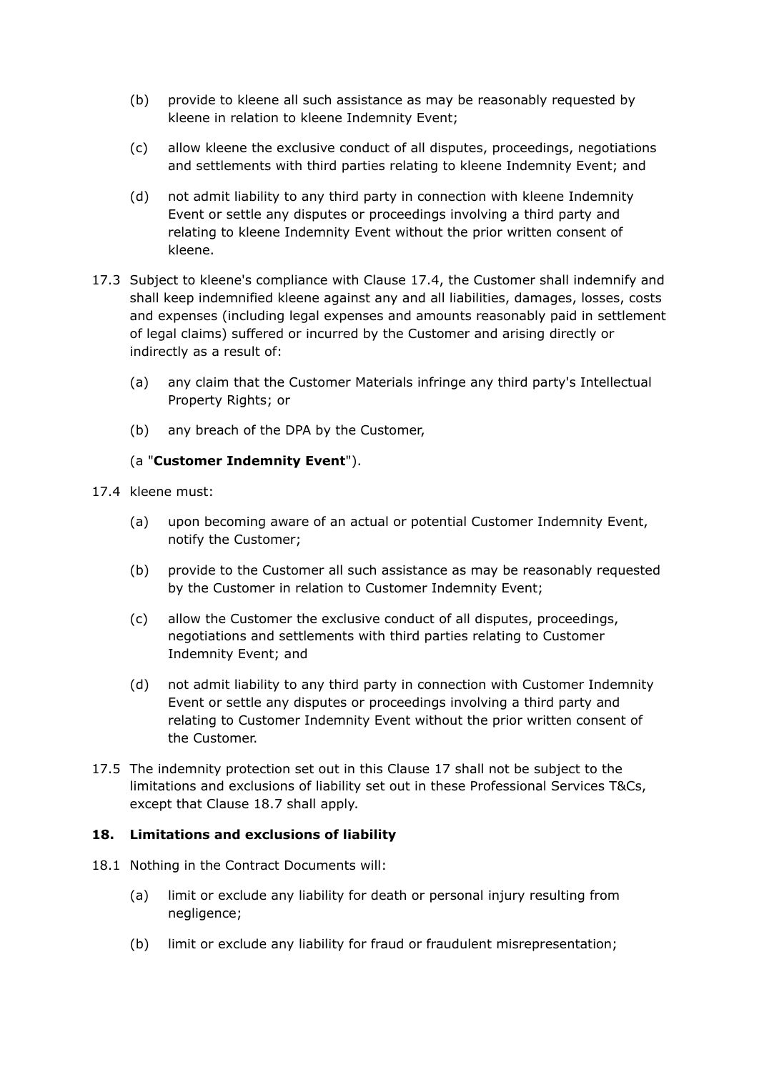(b) provide to kleene all such assistance as may be reasonably requested by kleene in relation to kleene Indemnity Event;

(c) allow kleene the exclusive conduct of all disputes, proceedings, negotiations and settlements with third parties relating to kleene Indemnity Event; and

(d) not admit liability to any third party in connection with kleene Indemnity Event or settle any disputes or proceedings involving a third party and relating to kleene Indemnity Event without the prior written consent of kleene.

17.3 Subject to kleene's compliance with Clause 17.4, the Customer shall indemnify and shall keep indemnified kleene against any and all liabilities, damages, losses, costs and expenses (including legal expenses and amounts reasonably paid in settlement of legal claims) suffered or incurred by the Customer and arising directly or indirectly as a result of:

(a) any claim that the Customer Materials infringe any third party's Intellectual Property Rights; or

(b) any breach of the DPA by the Customer,

(a "**Customer Indemnity Event**").

17.4 kleene must:

(a) upon becoming aware of an actual or potential Customer Indemnity Event, notify the Customer;

(b) provide to the Customer all such assistance as may be reasonably requested by the Customer in relation to Customer Indemnity Event;

(c) allow the Customer the exclusive conduct of all disputes, proceedings, negotiations and settlements with third parties relating to Customer Indemnity Event; and

(d) not admit liability to any third party in connection with Customer Indemnity Event or settle any disputes or proceedings involving a third party and relating to Customer Indemnity Event without the prior written consent of the Customer.

17.5 The indemnity protection set out in this Clause 17 shall not be subject to the limitations and exclusions of liability set out in these Professional Services T&Cs, except that Clause 18.7 shall apply.

## 18. Limitations and exclusions of liability

18.1 Nothing in the Contract Documents will:

(a) limit or exclude any liability for death or personal injury resulting from negligence;

(b) limit or exclude any liability for fraud or fraudulent misrepresentation;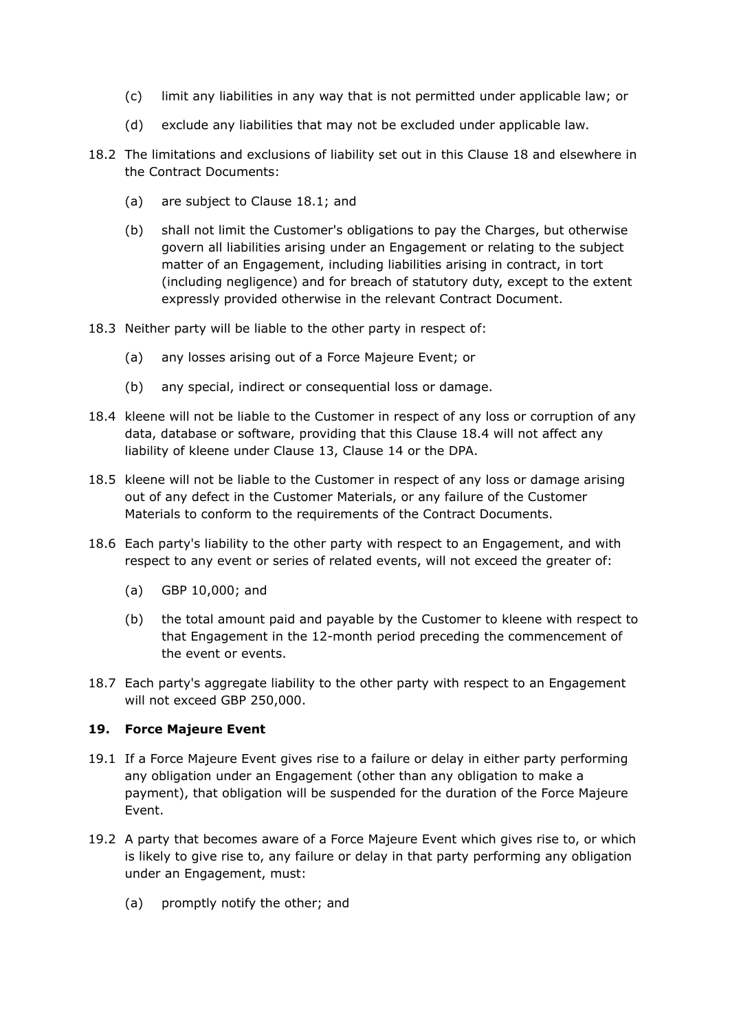(c) limit any liabilities in any way that is not permitted under applicable law; or

(d) exclude any liabilities that may not be excluded under applicable law.

18.2 The limitations and exclusions of liability set out in this Clause 18 and elsewhere in the Contract Documents:

(a) are subject to Clause 18.1; and

(b) shall not limit the Customer's obligations to pay the Charges, but otherwise govern all liabilities arising under an Engagement or relating to the subject matter of an Engagement, including liabilities arising in contract, in tort (including negligence) and for breach of statutory duty, except to the extent expressly provided otherwise in the relevant Contract Document.

18.3 Neither party will be liable to the other party in respect of:

(a) any losses arising out of a Force Majeure Event; or

(b) any special, indirect or consequential loss or damage.

18.4 kleene will not be liable to the Customer in respect of any loss or corruption of any data, database or software, providing that this Clause 18.4 will not affect any liability of kleene under Clause 13, Clause 14 or the DPA.

18.5 kleene will not be liable to the Customer in respect of any loss or damage arising out of any defect in the Customer Materials, or any failure of the Customer Materials to conform to the requirements of the Contract Documents.

18.6 Each party's liability to the other party with respect to an Engagement, and with respect to any event or series of related events, will not exceed the greater of:

(a) GBP 10,000; and

(b) the total amount paid and payable by the Customer to kleene with respect to that Engagement in the 12-month period preceding the commencement of the event or events.

18.7 Each party's aggregate liability to the other party with respect to an Engagement will not exceed GBP 250,000.

## 19. Force Majeure Event

19.1 If a Force Majeure Event gives rise to a failure or delay in either party performing any obligation under an Engagement (other than any obligation to make a payment), that obligation will be suspended for the duration of the Force Majeure Event.

19.2 A party that becomes aware of a Force Majeure Event which gives rise to, or which is likely to give rise to, any failure or delay in that party performing any obligation under an Engagement, must:

(a) promptly notify the other; and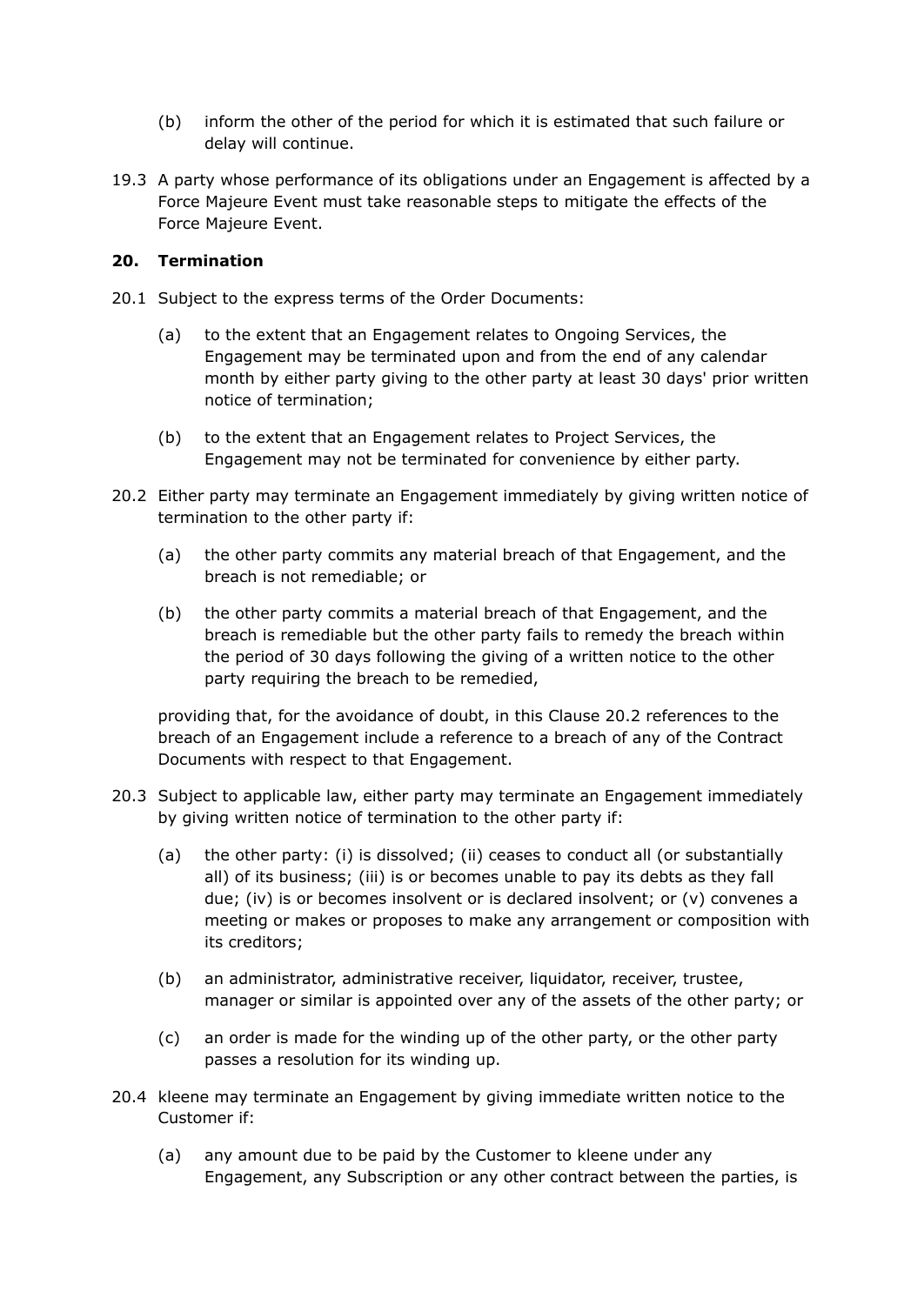(b) inform the other of the period for which it is estimated that such failure or delay will continue.

19.3 A party whose performance of its obligations under an Engagement is affected by a Force Majeure Event must take reasonable steps to mitigate the effects of the Force Majeure Event.

## 20. Termination

20.1 Subject to the express terms of the Order Documents:

(a) to the extent that an Engagement relates to Ongoing Services, the Engagement may be terminated upon and from the end of any calendar month by either party giving to the other party at least 30 days' prior written notice of termination;

(b) to the extent that an Engagement relates to Project Services, the Engagement may not be terminated for convenience by either party.

20.2 Either party may terminate an Engagement immediately by giving written notice of termination to the other party if:

(a) the other party commits any material breach of that Engagement, and the breach is not remediable; or

(b) the other party commits a material breach of that Engagement, and the breach is remediable but the other party fails to remedy the breach within the period of 30 days following the giving of a written notice to the other party requiring the breach to be remedied,

providing that, for the avoidance of doubt, in this Clause 20.2 references to the breach of an Engagement include a reference to a breach of any of the Contract Documents with respect to that Engagement.

20.3 Subject to applicable law, either party may terminate an Engagement immediately by giving written notice of termination to the other party if:

(a) the other party: (i) is dissolved; (ii) ceases to conduct all (or substantially all) of its business; (iii) is or becomes unable to pay its debts as they fall due; (iv) is or becomes insolvent or is declared insolvent; or (v) convenes a meeting or makes or proposes to make any arrangement or composition with its creditors;

(b) an administrator, administrative receiver, liquidator, receiver, trustee, manager or similar is appointed over any of the assets of the other party; or

(c) an order is made for the winding up of the other party, or the other party passes a resolution for its winding up.

20.4 kleene may terminate an Engagement by giving immediate written notice to the Customer if:

(a) any amount due to be paid by the Customer to kleene under any Engagement, any Subscription or any other contract between the parties, is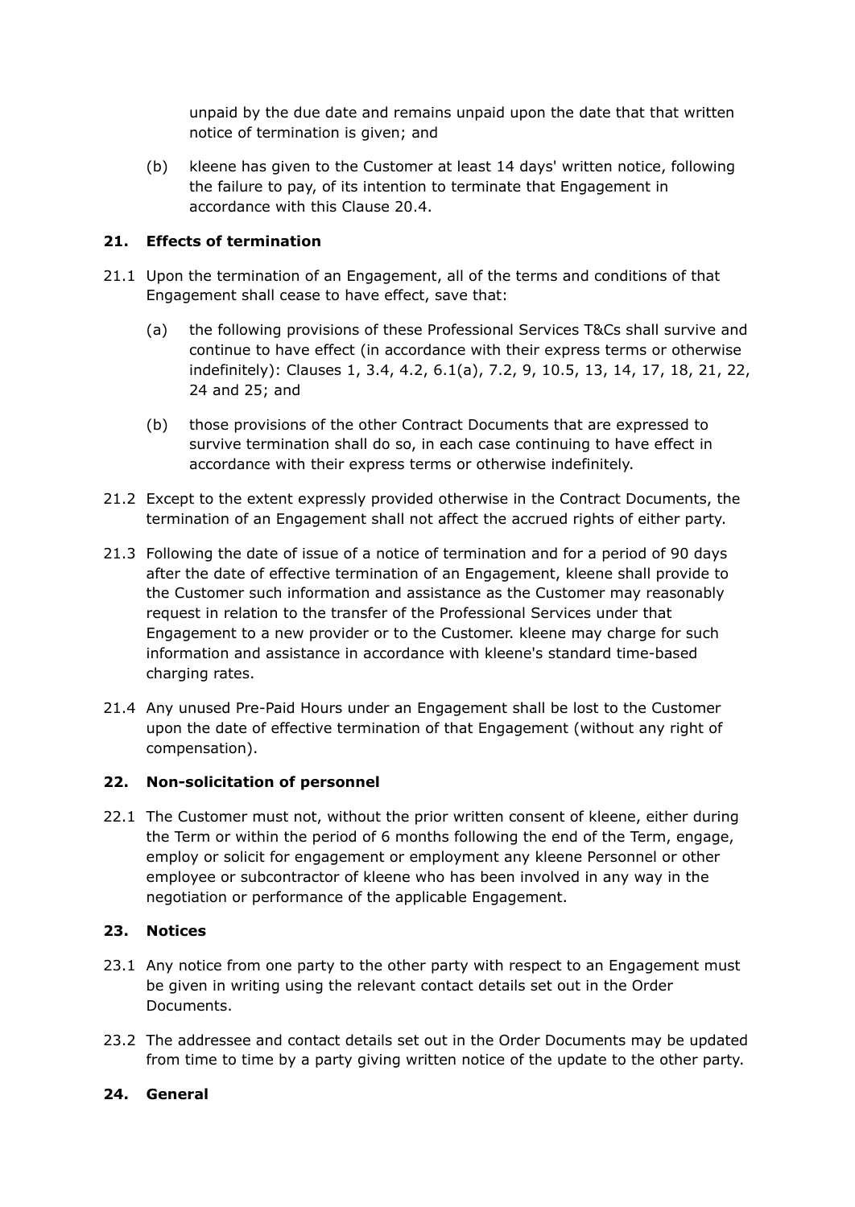unpaid by the due date and remains unpaid upon the date that that written notice of termination is given; and

(b) kleene has given to the Customer at least 14 days' written notice, following the failure to pay, of its intention to terminate that Engagement in accordance with this Clause 20.4.

## 21. Effects of termination

21.1 Upon the termination of an Engagement, all of the terms and conditions of that Engagement shall cease to have effect, save that:

(a) the following provisions of these Professional Services T&Cs shall survive and continue to have effect (in accordance with their express terms or otherwise indefinitely): Clauses 1, 3.4, 4.2, 6.1(a), 7.2, 9, 10.5, 13, 14, 17, 18, 21, 22, 24 and 25; and

(b) those provisions of the other Contract Documents that are expressed to survive termination shall do so, in each case continuing to have effect in accordance with their express terms or otherwise indefinitely.

21.2 Except to the extent expressly provided otherwise in the Contract Documents, the termination of an Engagement shall not affect the accrued rights of either party.

21.3 Following the date of issue of a notice of termination and for a period of 90 days after the date of effective termination of an Engagement, kleene shall provide to the Customer such information and assistance as the Customer may reasonably request in relation to the transfer of the Professional Services under that Engagement to a new provider or to the Customer. kleene may charge for such information and assistance in accordance with kleene's standard time-based charging rates.

21.4 Any unused Pre-Paid Hours under an Engagement shall be lost to the Customer upon the date of effective termination of that Engagement (without any right of compensation).

## 22. Non-solicitation of personnel

22.1 The Customer must not, without the prior written consent of kleene, either during the Term or within the period of 6 months following the end of the Term, engage, employ or solicit for engagement or employment any kleene Personnel or other employee or subcontractor of kleene who has been involved in any way in the negotiation or performance of the applicable Engagement.

## 23. Notices

23.1 Any notice from one party to the other party with respect to an Engagement must be given in writing using the relevant contact details set out in the Order Documents.

23.2 The addressee and contact details set out in the Order Documents may be updated from time to time by a party giving written notice of the update to the other party.

## 24. General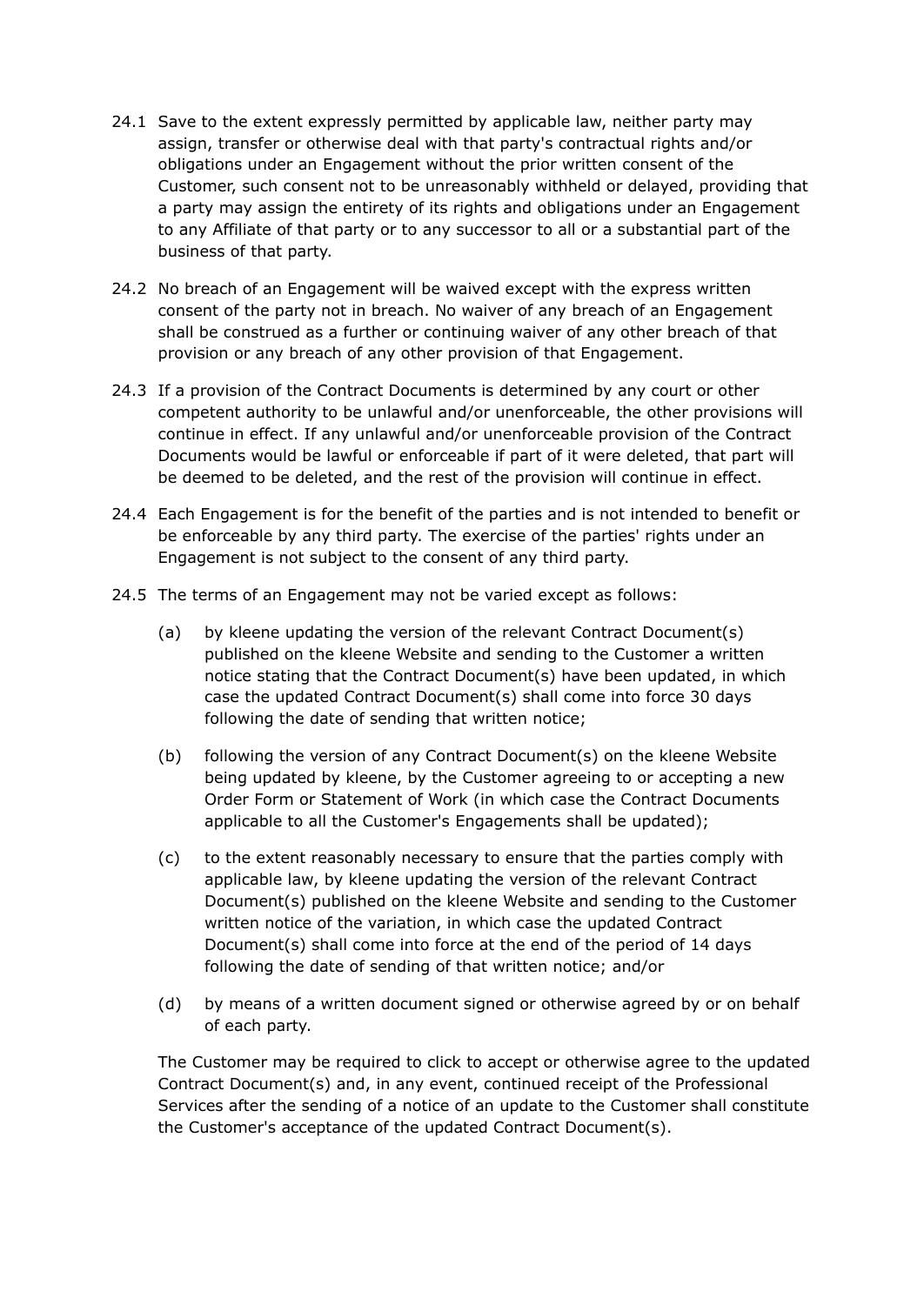24.1 Save to the extent expressly permitted by applicable law, neither party may assign, transfer or otherwise deal with that party's contractual rights and/or obligations under an Engagement without the prior written consent of the Customer, such consent not to be unreasonably withheld or delayed, providing that a party may assign the entirety of its rights and obligations under an Engagement to any Affiliate of that party or to any successor to all or a substantial part of the business of that party.

24.2 No breach of an Engagement will be waived except with the express written consent of the party not in breach. No waiver of any breach of an Engagement shall be construed as a further or continuing waiver of any other breach of that provision or any breach of any other provision of that Engagement.

24.3 If a provision of the Contract Documents is determined by any court or other competent authority to be unlawful and/or unenforceable, the other provisions will continue in effect. If any unlawful and/or unenforceable provision of the Contract Documents would be lawful or enforceable if part of it were deleted, that part will be deemed to be deleted, and the rest of the provision will continue in effect.

24.4 Each Engagement is for the benefit of the parties and is not intended to benefit or be enforceable by any third party. The exercise of the parties' rights under an Engagement is not subject to the consent of any third party.

24.5 The terms of an Engagement may not be varied except as follows:

(a) by kleene updating the version of the relevant Contract Document(s) published on the kleene Website and sending to the Customer a written notice stating that the Contract Document(s) have been updated, in which case the updated Contract Document(s) shall come into force 30 days following the date of sending that written notice;

(b) following the version of any Contract Document(s) on the kleene Website being updated by kleene, by the Customer agreeing to or accepting a new Order Form or Statement of Work (in which case the Contract Documents applicable to all the Customer's Engagements shall be updated);

(c) to the extent reasonably necessary to ensure that the parties comply with applicable law, by kleene updating the version of the relevant Contract Document(s) published on the kleene Website and sending to the Customer written notice of the variation, in which case the updated Contract Document(s) shall come into force at the end of the period of 14 days following the date of sending of that written notice; and/or

(d) by means of a written document signed or otherwise agreed by or on behalf of each party.

The Customer may be required to click to accept or otherwise agree to the updated Contract Document(s) and, in any event, continued receipt of the Professional Services after the sending of a notice of an update to the Customer shall constitute the Customer's acceptance of the updated Contract Document(s).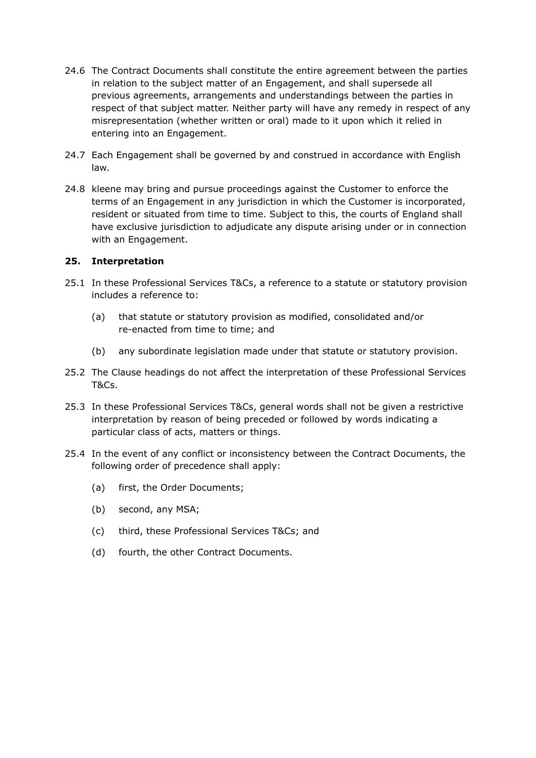24.6 The Contract Documents shall constitute the entire agreement between the parties in relation to the subject matter of an Engagement, and shall supersede all previous agreements, arrangements and understandings between the parties in respect of that subject matter. Neither party will have any remedy in respect of any misrepresentation (whether written or oral) made to it upon which it relied in entering into an Engagement.

24.7 Each Engagement shall be governed by and construed in accordance with English law.

24.8 kleene may bring and pursue proceedings against the Customer to enforce the terms of an Engagement in any jurisdiction in which the Customer is incorporated, resident or situated from time to time. Subject to this, the courts of England shall have exclusive jurisdiction to adjudicate any dispute arising under or in connection with an Engagement.

## 25. Interpretation

25.1 In these Professional Services T&Cs, a reference to a statute or statutory provision includes a reference to:

(a) that statute or statutory provision as modified, consolidated and/or re-enacted from time to time; and

(b) any subordinate legislation made under that statute or statutory provision.

25.2 The Clause headings do not affect the interpretation of these Professional Services T&Cs.

25.3 In these Professional Services T&Cs, general words shall not be given a restrictive interpretation by reason of being preceded or followed by words indicating a particular class of acts, matters or things.

25.4 In the event of any conflict or inconsistency between the Contract Documents, the following order of precedence shall apply:

(a) first, the Order Documents;

(b) second, any MSA;

(c) third, these Professional Services T&Cs; and

(d) fourth, the other Contract Documents.